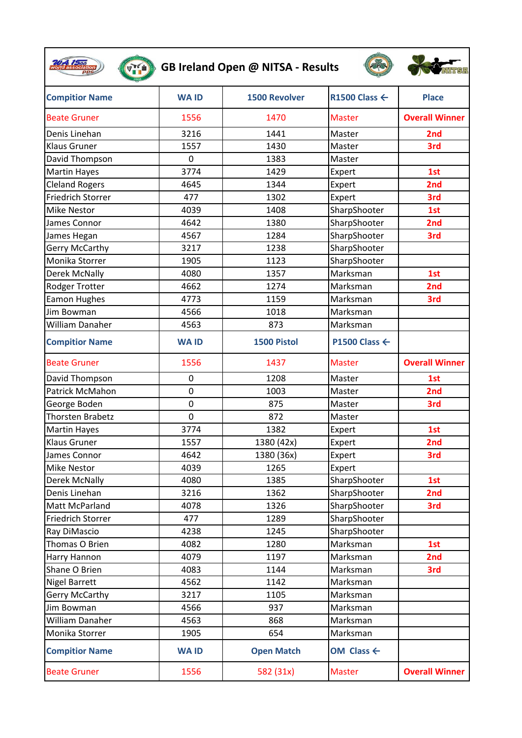# GB Ireland Open @ NITSA - Results

| Compitior Name | WA ID | 1500 Revolver | R1500 Class ← | Place |
|---|---|---|---|---|
| Beate Gruner | 1556 | 1470 | Master | Overall Winner |
| Denis Linehan | 3216 | 1441 | Master | 2nd |
| Klaus Gruner | 1557 | 1430 | Master | 3rd |
| David Thompson | 0 | 1383 | Master | |
| Martin Hayes | 3774 | 1429 | Expert | 1st |
| Cleland Rogers | 4645 | 1344 | Expert | 2nd |
| Friedrich Storrer | 477 | 1302 | Expert | 3rd |
| Mike Nestor | 4039 | 1408 | SharpShooter | 1st |
| James Connor | 4642 | 1380 | SharpShooter | 2nd |
| James Hegan | 4567 | 1284 | SharpShooter | 3rd |
| Gerry McCarthy | 3217 | 1238 | SharpShooter | |
| Monika Storrer | 1905 | 1123 | SharpShooter | |
| Derek McNally | 4080 | 1357 | Marksman | 1st |
| Rodger Trotter | 4662 | 1274 | Marksman | 2nd |
| Eamon Hughes | 4773 | 1159 | Marksman | 3rd |
| Jim Bowman | 4566 | 1018 | Marksman | |
| William Danaher | 4563 | 873 | Marksman | |
| **Compitior Name** | **WA ID** | **1500 Pistol** | **P1500 Class ←** | |
| Beate Gruner | 1556 | 1437 | Master | Overall Winner |
| David Thompson | 0 | 1208 | Master | 1st |
| Patrick McMahon | 0 | 1003 | Master | 2nd |
| George Boden | 0 | 875 | Master | 3rd |
| Thorsten Brabetz | 0 | 872 | Master | |
| Martin Hayes | 3774 | 1382 | Expert | 1st |
| Klaus Gruner | 1557 | 1380 (42x) | Expert | 2nd |
| James Connor | 4642 | 1380 (36x) | Expert | 3rd |
| Mike Nestor | 4039 | 1265 | Expert | |
| Derek McNally | 4080 | 1385 | SharpShooter | 1st |
| Denis Linehan | 3216 | 1362 | SharpShooter | 2nd |
| Matt McParland | 4078 | 1326 | SharpShooter | 3rd |
| Friedrich Storrer | 477 | 1289 | SharpShooter | |
| Ray DiMascio | 4238 | 1245 | SharpShooter | |
| Thomas O Brien | 4082 | 1280 | Marksman | 1st |
| Harry Hannon | 4079 | 1197 | Marksman | 2nd |
| Shane O Brien | 4083 | 1144 | Marksman | 3rd |
| Nigel Barrett | 4562 | 1142 | Marksman | |
| Gerry McCarthy | 3217 | 1105 | Marksman | |
| Jim Bowman | 4566 | 937 | Marksman | |
| William Danaher | 4563 | 868 | Marksman | |
| Monika Storrer | 1905 | 654 | Marksman | |
| **Compitior Name** | **WA ID** | **Open Match** | **OM Class ←** | |
| Beate Gruner | 1556 | 582 (31x) | Master | Overall Winner |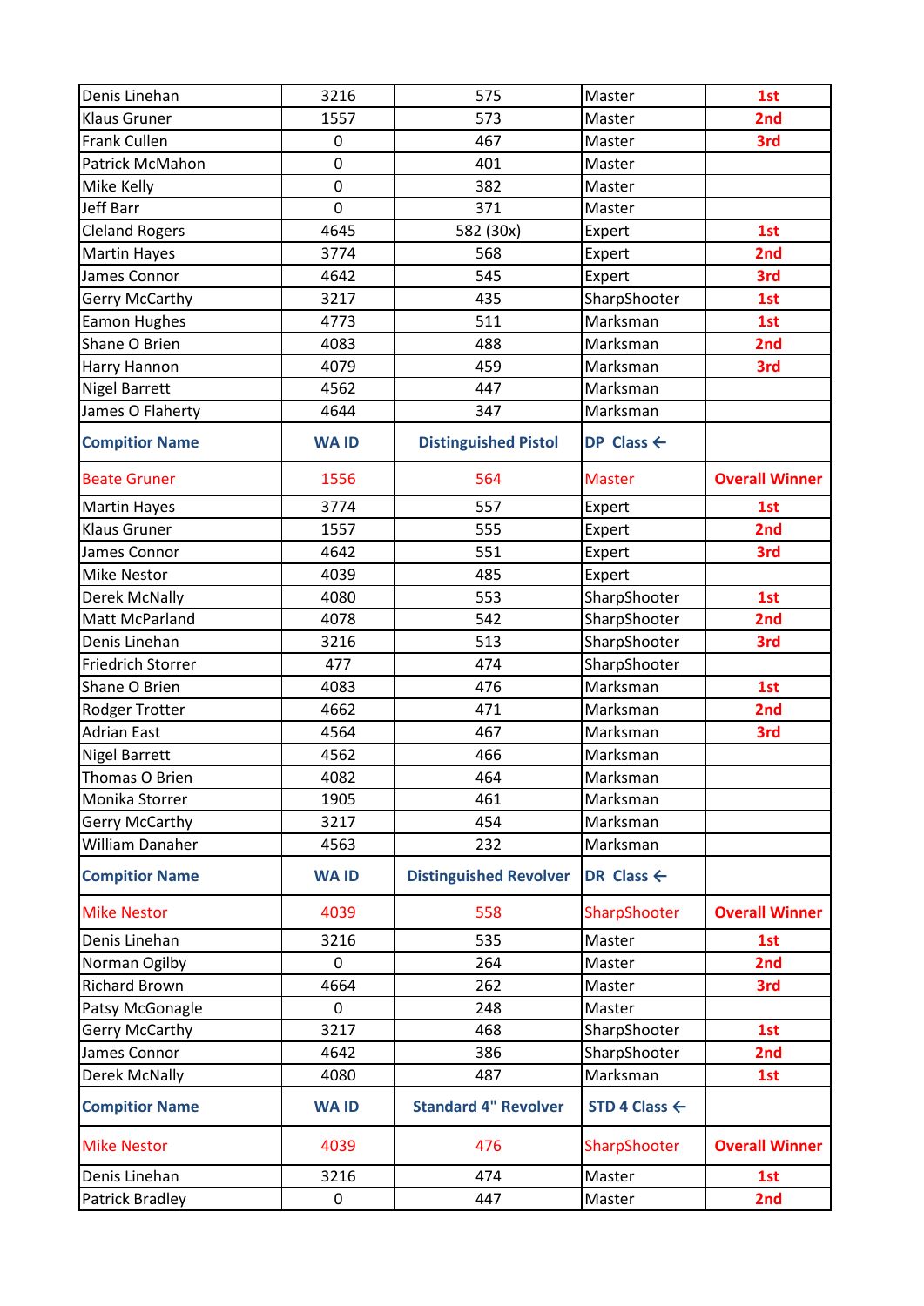| | | | | |
|---|---|---|---|---|
| Denis Linehan | 3216 | 575 | Master | 1st |
| Klaus Gruner | 1557 | 573 | Master | 2nd |
| Frank Cullen | 0 | 467 | Master | 3rd |
| Patrick McMahon | 0 | 401 | Master | |
| Mike Kelly | 0 | 382 | Master | |
| Jeff Barr | 0 | 371 | Master | |
| Cleland Rogers | 4645 | 582 (30x) | Expert | 1st |
| Martin Hayes | 3774 | 568 | Expert | 2nd |
| James Connor | 4642 | 545 | Expert | 3rd |
| Gerry McCarthy | 3217 | 435 | SharpShooter | 1st |
| Eamon Hughes | 4773 | 511 | Marksman | 1st |
| Shane O Brien | 4083 | 488 | Marksman | 2nd |
| Harry Hannon | 4079 | 459 | Marksman | 3rd |
| Nigel Barrett | 4562 | 447 | Marksman | |
| James O Flaherty | 4644 | 347 | Marksman | |
| **Compitior Name** | **WA ID** | **Distinguished Pistol** | **DP Class ←** | |
| Beate Gruner | 1556 | 564 | Master | **Overall Winner** |
| Martin Hayes | 3774 | 557 | Expert | 1st |
| Klaus Gruner | 1557 | 555 | Expert | 2nd |
| James Connor | 4642 | 551 | Expert | 3rd |
| Mike Nestor | 4039 | 485 | Expert | |
| Derek McNally | 4080 | 553 | SharpShooter | 1st |
| Matt McParland | 4078 | 542 | SharpShooter | 2nd |
| Denis Linehan | 3216 | 513 | SharpShooter | 3rd |
| Friedrich Storrer | 477 | 474 | SharpShooter | |
| Shane O Brien | 4083 | 476 | Marksman | 1st |
| Rodger Trotter | 4662 | 471 | Marksman | 2nd |
| Adrian East | 4564 | 467 | Marksman | 3rd |
| Nigel Barrett | 4562 | 466 | Marksman | |
| Thomas O Brien | 4082 | 464 | Marksman | |
| Monika Storrer | 1905 | 461 | Marksman | |
| Gerry McCarthy | 3217 | 454 | Marksman | |
| William Danaher | 4563 | 232 | Marksman | |
| **Compitior Name** | **WA ID** | **Distinguished Revolver** | **DR Class ←** | |
| Mike Nestor | 4039 | 558 | SharpShooter | **Overall Winner** |
| Denis Linehan | 3216 | 535 | Master | 1st |
| Norman Ogilby | 0 | 264 | Master | 2nd |
| Richard Brown | 4664 | 262 | Master | 3rd |
| Patsy McGonagle | 0 | 248 | Master | |
| Gerry McCarthy | 3217 | 468 | SharpShooter | 1st |
| James Connor | 4642 | 386 | SharpShooter | 2nd |
| Derek McNally | 4080 | 487 | Marksman | 1st |
| **Compitior Name** | **WA ID** | **Standard 4" Revolver** | **STD 4 Class ←** | |
| Mike Nestor | 4039 | 476 | SharpShooter | **Overall Winner** |
| Denis Linehan | 3216 | 474 | Master | 1st |
| Patrick Bradley | 0 | 447 | Master | 2nd |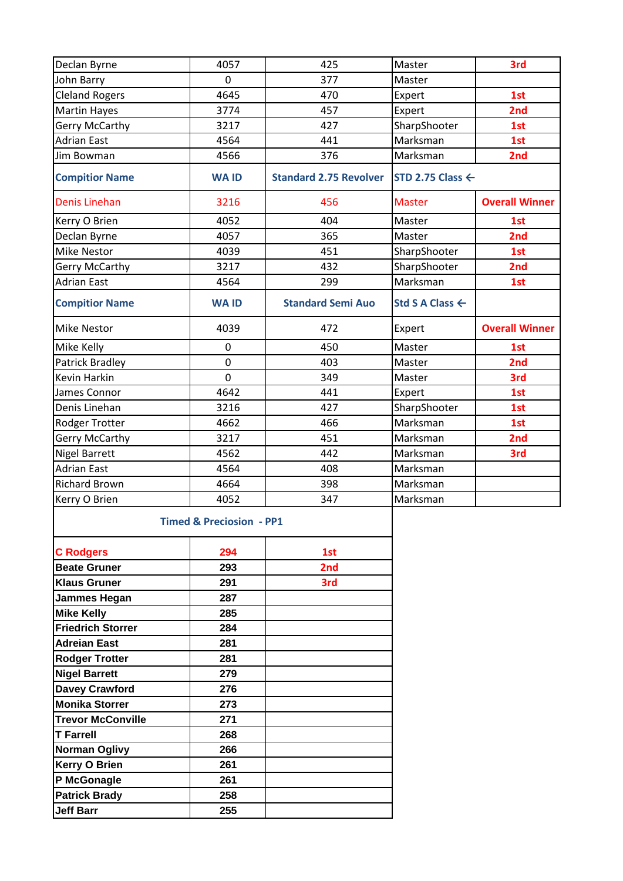| Declan Byrne | 4057 | 425 | Master | 3rd |
|---|---|---|---|---|
| John Barry | 0 | 377 | Master | |
| Cleland Rogers | 4645 | 470 | Expert | 1st |
| Martin Hayes | 3774 | 457 | Expert | 2nd |
| Gerry McCarthy | 3217 | 427 | SharpShooter | 1st |
| Adrian East | 4564 | 441 | Marksman | 1st |
| Jim Bowman | 4566 | 376 | Marksman | 2nd |
| **Compitior Name** | **WA ID** | **Standard 2.75 Revolver** | **STD 2.75 Class ←** | |
| Denis Linehan | 3216 | 456 | Master | **Overall Winner** |
| Kerry O Brien | 4052 | 404 | Master | 1st |
| Declan Byrne | 4057 | 365 | Master | 2nd |
| Mike Nestor | 4039 | 451 | SharpShooter | 1st |
| Gerry McCarthy | 3217 | 432 | SharpShooter | 2nd |
| Adrian East | 4564 | 299 | Marksman | 1st |
| **Compitior Name** | **WA ID** | **Standard Semi Auo** | **Std S A Class ←** | |
| Mike Nestor | 4039 | 472 | Expert | **Overall Winner** |
| Mike Kelly | 0 | 450 | Master | 1st |
| Patrick Bradley | 0 | 403 | Master | 2nd |
| Kevin Harkin | 0 | 349 | Master | 3rd |
| James Connor | 4642 | 441 | Expert | 1st |
| Denis Linehan | 3216 | 427 | SharpShooter | 1st |
| Rodger Trotter | 4662 | 466 | Marksman | 1st |
| Gerry McCarthy | 3217 | 451 | Marksman | 2nd |
| Nigel Barrett | 4562 | 442 | Marksman | 3rd |
| Adrian East | 4564 | 408 | Marksman | |
| Richard Brown | 4664 | 398 | Marksman | |
| Kerry O Brien | 4052 | 347 | Marksman | |

| Timed & Preciosion - PP1 | | |
|---|---|---|
| **C Rodgers** | **294** | **1st** |
| **Beate Gruner** | **293** | **2nd** |
| **Klaus Gruner** | **291** | **3rd** |
| **Jammes Hegan** | **287** | |
| **Mike Kelly** | **285** | |
| **Friedrich Storrer** | **284** | |
| **Adreian East** | **281** | |
| **Rodger Trotter** | **281** | |
| **Nigel Barrett** | **279** | |
| **Davey Crawford** | **276** | |
| **Monika Storrer** | **273** | |
| **Trevor McConville** | **271** | |
| **T Farrell** | **268** | |
| **Norman Oglivy** | **266** | |
| **Kerry O Brien** | **261** | |
| **P McGonagle** | **261** | |
| **Patrick Brady** | **258** | |
| **Jeff Barr** | **255** | |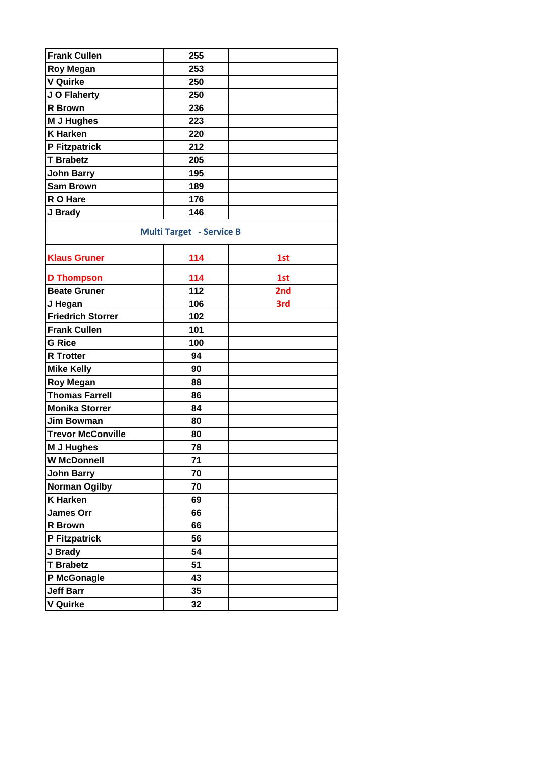| | | |
|---|---|---|
| Frank Cullen | 255 | |
| Roy Megan | 253 | |
| V Quirke | 250 | |
| J O Flaherty | 250 | |
| R Brown | 236 | |
| M J Hughes | 223 | |
| K Harken | 220 | |
| P Fitzpatrick | 212 | |
| T Brabetz | 205 | |
| John Barry | 195 | |
| Sam Brown | 189 | |
| R O Hare | 176 | |
| J Brady | 146 | |

**Multi Target - Service B**

| | | |
|---|---|---|
| Klaus Gruner | 114 | 1st |
| D Thompson | 114 | 1st |
| Beate Gruner | 112 | 2nd |
| J Hegan | 106 | 3rd |
| Friedrich Storrer | 102 | |
| Frank Cullen | 101 | |
| G Rice | 100 | |
| R Trotter | 94 | |
| Mike Kelly | 90 | |
| Roy Megan | 88 | |
| Thomas Farrell | 86 | |
| Monika Storrer | 84 | |
| Jim Bowman | 80 | |
| Trevor McConville | 80 | |
| M J Hughes | 78 | |
| W McDonnell | 71 | |
| John Barry | 70 | |
| Norman Ogilby | 70 | |
| K Harken | 69 | |
| James Orr | 66 | |
| R Brown | 66 | |
| P Fitzpatrick | 56 | |
| J Brady | 54 | |
| T Brabetz | 51 | |
| P McGonagle | 43 | |
| Jeff Barr | 35 | |
| V Quirke | 32 | |